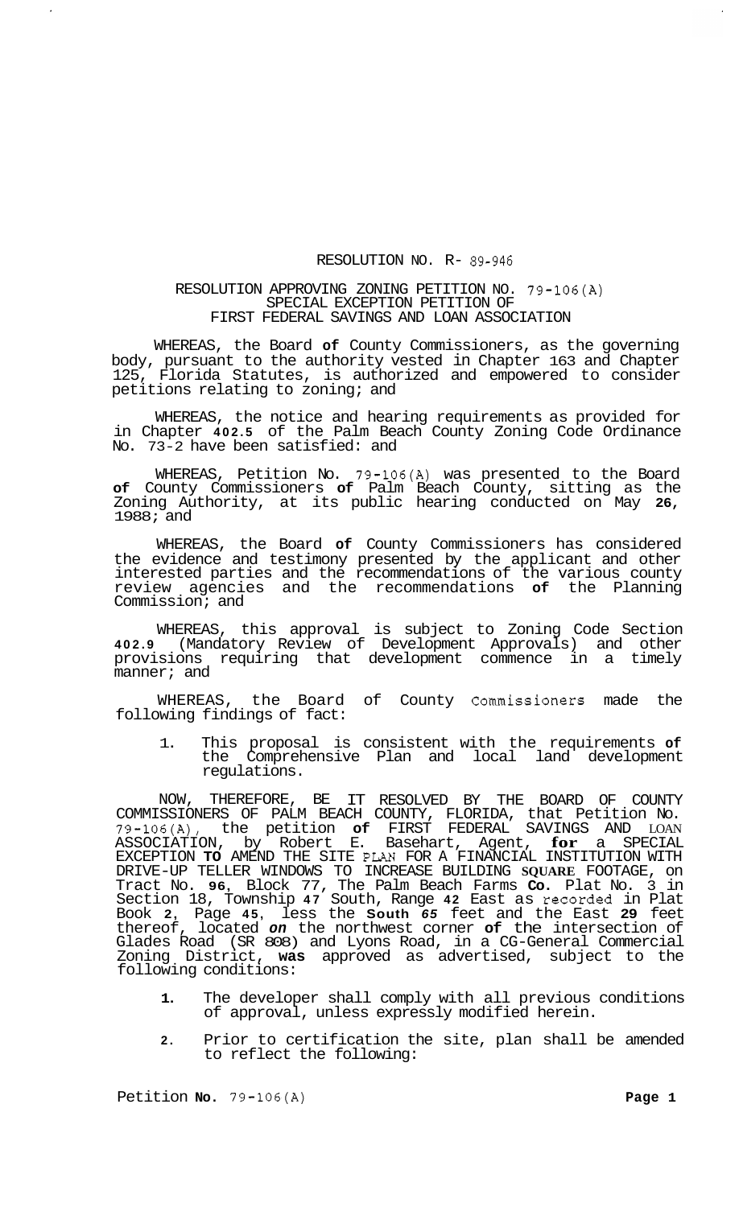RESOLUTION NO. R- 89-946

RESOLUTION APPROVING ZONING PETITION NO. 79-106(A)
SPECIAL EXCEPTION PETITION OF
FIRST FEDERAL SAVINGS AND LOAN ASSOCIATION

WHEREAS, the Board of County Commissioners, as the governing body, pursuant to the authority vested in Chapter 163 and Chapter 125, Florida Statutes, is authorized and empowered to consider petitions relating to zoning; and

WHEREAS, the notice and hearing requirements as provided for in Chapter 402.5 of the Palm Beach County Zoning Code Ordinance No. 73-2 have been satisfied: and

WHEREAS, Petition No. 79-106(A) was presented to the Board of County Commissioners of Palm Beach County, sitting as the Zoning Authority, at its public hearing conducted on May 26, 1988; and

WHEREAS, the Board of County Commissioners has considered the evidence and testimony presented by the applicant and other interested parties and the recommendations of the various county review agencies and the recommendations of the Planning Commission; and

WHEREAS, this approval is subject to Zoning Code Section 402.9 (Mandatory Review of Development Approvals) and other provisions requiring that development commence in a timely manner; and

WHEREAS, the Board of County Commissioners made the following findings of fact:

1. This proposal is consistent with the requirements of the Comprehensive Plan and local land development regulations.

NOW, THEREFORE, BE IT RESOLVED BY THE BOARD OF COUNTY COMMISSIONERS OF PALM BEACH COUNTY, FLORIDA, that Petition No. 79-106(A), the petition of FIRST FEDERAL SAVINGS AND LOAN ASSOCIATION, by Robert E. Basehart, Agent, for a SPECIAL EXCEPTION TO AMEND THE SITE PLAN FOR A FINANCIAL INSTITUTION WITH DRIVE-UP TELLER WINDOWS TO INCREASE BUILDING SQUARE FOOTAGE, on Tract No. 96, Block 77, The Palm Beach Farms Co. Plat No. 3 in Section 18, Township 47 South, Range 42 East as recorded in Plat Book 2, Page 45, less the South 65 feet and the East 29 feet thereof, located on the northwest corner of the intersection of Glades Road (SR 808) and Lyons Road, in a CG-General Commercial Zoning District, was approved as advertised, subject to the following conditions:

1. The developer shall comply with all previous conditions of approval, unless expressly modified herein.

2. Prior to certification the site, plan shall be amended to reflect the following: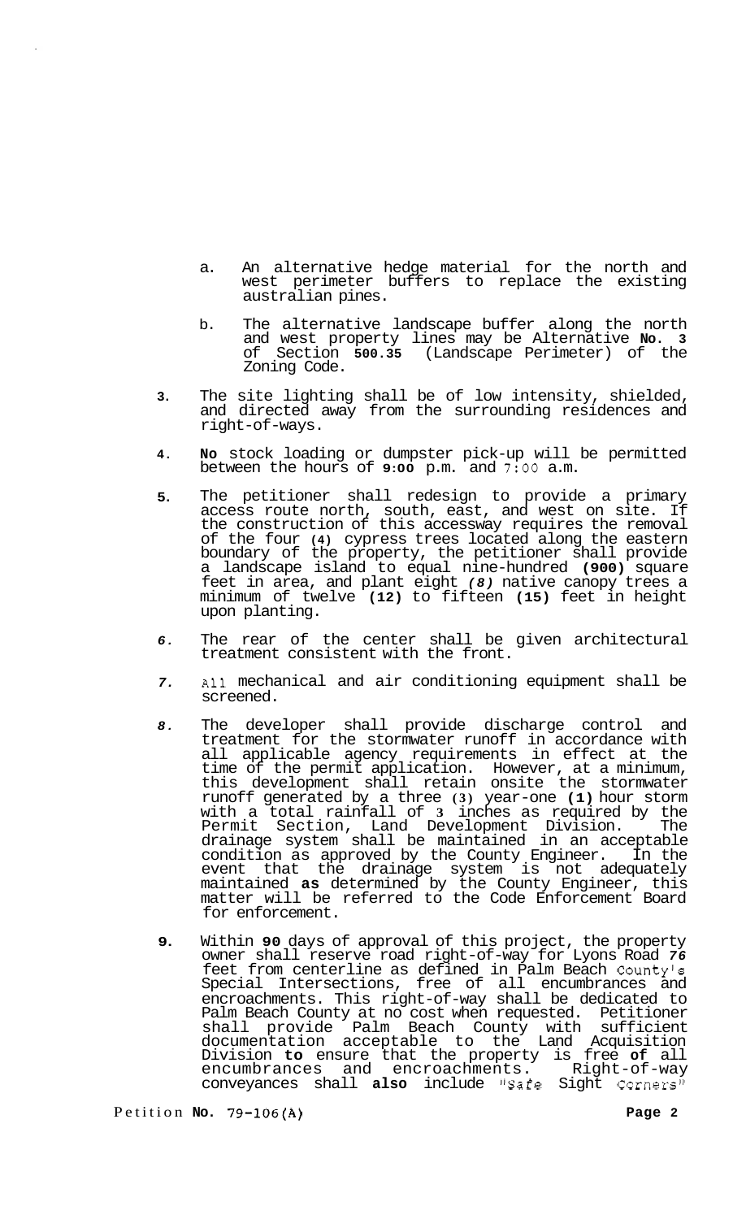a. An alternative hedge material for the north and west perimeter buffers to replace the existing australian pines.

b. The alternative landscape buffer along the north and west property lines may be Alternative **No. 3** of Section **500.35** (Landscape Perimeter) of the Zoning Code.

**3.** The site lighting shall be of low intensity, shielded, and directed away from the surrounding residences and right-of-ways.

**4. No** stock loading or dumpster pick-up will be permitted between the hours of **9:00** p.m. and 7:00 a.m.

**5.** The petitioner shall redesign to provide a primary access route north, south, east, and west on site. If the construction of this accessway requires the removal of the four **(4)** cypress trees located along the eastern boundary of the property, the petitioner shall provide a landscape island to equal nine-hundred **(900)** square feet in area, and plant eight ***(8)*** native canopy trees a minimum of twelve **(12)** to fifteen **(15)** feet in height upon planting.

***6.*** The rear of the center shall be given architectural treatment consistent with the front.

***7.*** All mechanical and air conditioning equipment shall be screened.

***8.*** The developer shall provide discharge control and treatment for the stormwater runoff in accordance with all applicable agency requirements in effect at the time of the permit application. However, at a minimum, this development shall retain onsite the stormwater runoff generated by a three **(3)** year-one **(1)** hour storm with a total rainfall of **3** inches as required by the Permit Section, Land Development Division. The drainage system shall be maintained in an acceptable condition as approved by the County Engineer. In the event that the drainage system is not adequately maintained **as** determined by the County Engineer, this matter will be referred to the Code Enforcement Board for enforcement.

**9.** Within **90** days of approval of this project, the property owner shall reserve road right-of-way for Lyons Road ***76*** feet from centerline as defined in Palm Beach County's Special Intersections, free of all encumbrances and encroachments. This right-of-way shall be dedicated to Palm Beach County at no cost when requested. Petitioner shall provide Palm Beach County with sufficient documentation acceptable to the Land Acquisition Division **to** ensure that the property is free **of** all encumbrances and encroachments. Right-of-way conveyances shall **also** include "Safe Sight Corners"

Petition **No.** 79-106(A)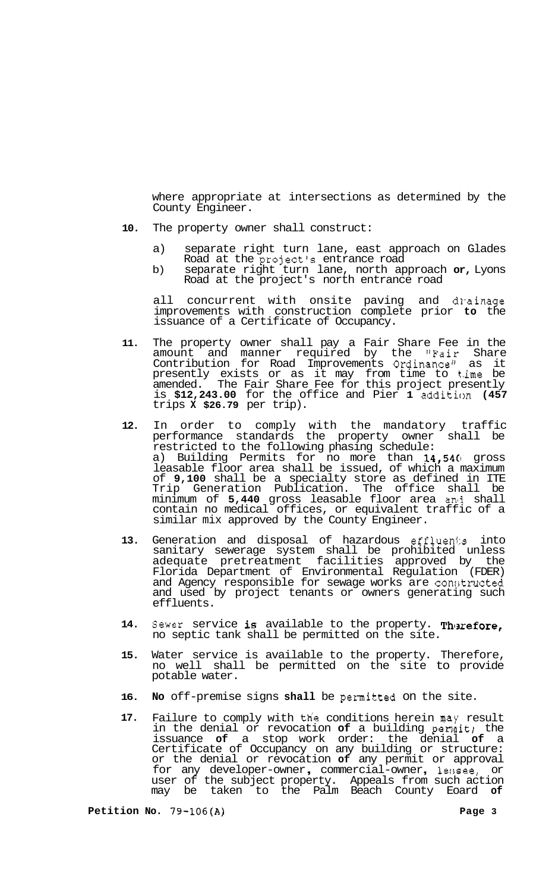where appropriate at intersections as determined by the County Engineer.

10. The property owner shall construct:

    a) separate right turn lane, east approach on Glades Road at the project's entrance road
    b) separate right turn lane, north approach on Lyons Road at the project's north entrance road

    all concurrent with onsite paving and drainage improvements with construction complete prior to the issuance of a Certificate of Occupancy.

11. The property owner shall pay a Fair Share Fee in the amount and manner required by the "Fair Share Contribution for Road Improvements Ordinance" as it presently exists or as it may from time to time be amended. The Fair Share Fee for this project presently is **$12,243.00** for the office and Pier **1** addition **(457** trips **X $26.79** per trip).

12. In order to comply with the mandatory traffic performance standards the property owner shall be restricted to the following phasing schedule:
    a) Building Permits for no more than **14,540** gross leasable floor area shall be issued, of which a maximum of **9,100** shall be a specialty store as defined in ITE Trip Generation Publication. The office shall be minimum of **5,440** gross leasable floor area and shall contain no medical offices, or equivalent traffic of a similar mix approved by the County Engineer.

13. Generation and disposal of hazardous effluents into sanitary sewerage system shall be prohibited unless adequate pretreatment facilities approved by the Florida Department of Environmental Regulation (FDER) and Agency responsible for sewage works are constructed and used by project tenants or owners generating such effluents.

14. Sewer service **is** available to the property. **Therefore,** no septic tank shall be permitted on the site.

15. Water service is available to the property. Therefore, no well shall be permitted on the site to provide potable water.

16. **No** off-premise signs **shall** be permitted on the site.

17. Failure to comply with the conditions herein may result in the denial or revocation **of** a building permit; the issuance **of** a stop work order: the denial **of** a Certificate of Occupancy on any building or structure: or the denial or revocation **of** any permit or approval for any developer-owner, commercial-owner, lessee, or user of the subject property. Appeals from such action may be taken to the Palm Beach County Board **of**

**Petition No.** 79-106(A)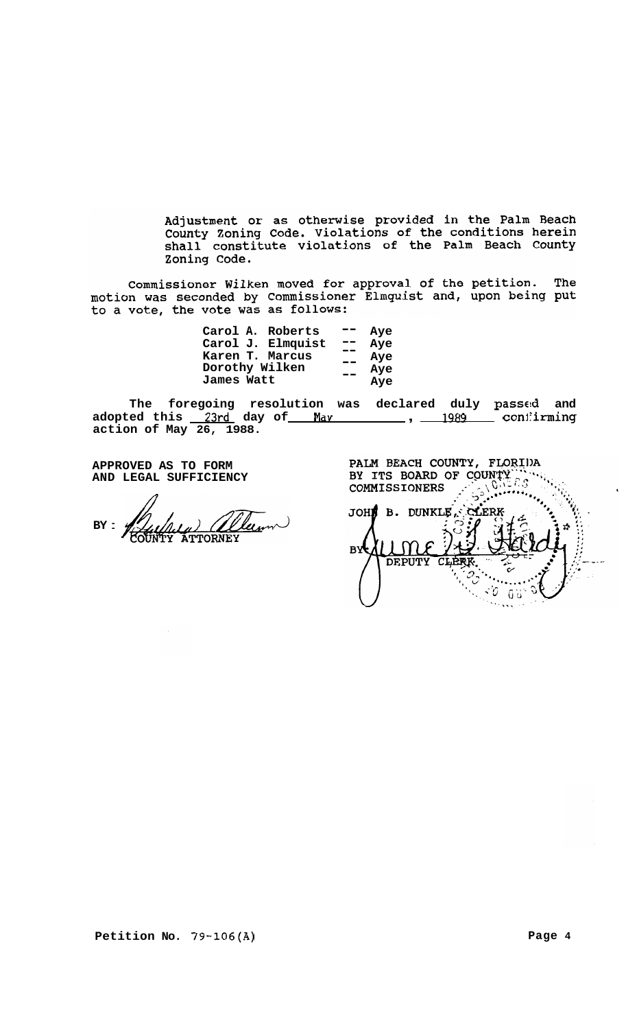Adjustment or as otherwise provided in the Palm Beach County Zoning Code. Violations of the conditions herein shall constitute violations of the Palm Beach County Zoning Code.

Commissioner Wilken moved for approval of the petition. The motion was seconded by Commissioner Elmquist and, upon being put to a vote, the vote was as follows:

| | | |
|---|---|---|
| Carol A. Roberts | -- | Aye |
| Carol J. Elmquist | -- | Aye |
| Karen T. Marcus | -- | Aye |
| Dorothy Wilken | -- | Aye |
| James Watt | -- | Aye |

The foregoing resolution was declared duly passed and adopted this 23rd day of May, 1989 confirming action of May 26, 1988.

**APPROVED AS TO FORM AND LEGAL SUFFICIENCY**

BY: COUNTY ATTORNEY

PALM BEACH COUNTY, FLORIDA
BY ITS BOARD OF COUNTY COMMISSIONERS

JOHN B. DUNKLE, CLERK

BY: DEPUTY CLERK

**Petition No.** 79-106(A)